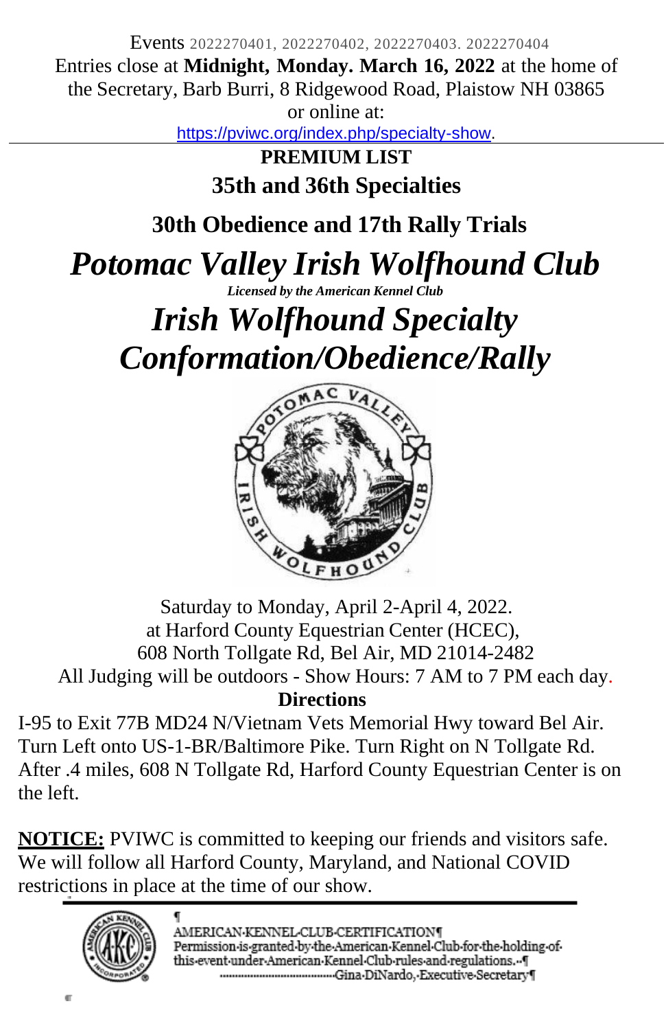Events 2022270401, 2022270402, 2022270403. 2022270404

Entries close at **Midnight, Monday. March 16, 2022** at the home of the Secretary, Barb Burri, 8 Ridgewood Road, Plaistow NH 03865 or online at:

https://pviwc.org/index.php/specialty-show.

**PREMIUM LIST**

**35th and 36th Specialties**

**30th Obedience and 17th Rally Trials**

# *Potomac Valley Irish Wolfhound Club*

***Licensed by the American Kennel Club***

# *Irish Wolfhound Specialty Conformation/Obedience/Rally*

Saturday to Monday, April 2-April 4, 2022.
at Harford County Equestrian Center (HCEC),
608 North Tollgate Rd, Bel Air, MD 21014-2482
All Judging will be outdoors - Show Hours: 7 AM to 7 PM each day.

**Directions**

I-95 to Exit 77B MD24 N/Vietnam Vets Memorial Hwy toward Bel Air. Turn Left onto US-1-BR/Baltimore Pike. Turn Right on N Tollgate Rd. After .4 miles, 608 N Tollgate Rd, Harford County Equestrian Center is on the left.

**NOTICE:** PVIWC is committed to keeping our friends and visitors safe. We will follow all Harford County, Maryland, and National COVID restrictions in place at the time of our show.

AMERICAN KENNEL CLUB CERTIFICATION
Permission is granted by the American Kennel Club for the holding of this event under American Kennel Club rules and regulations.
Gina DiNardo, Executive Secretary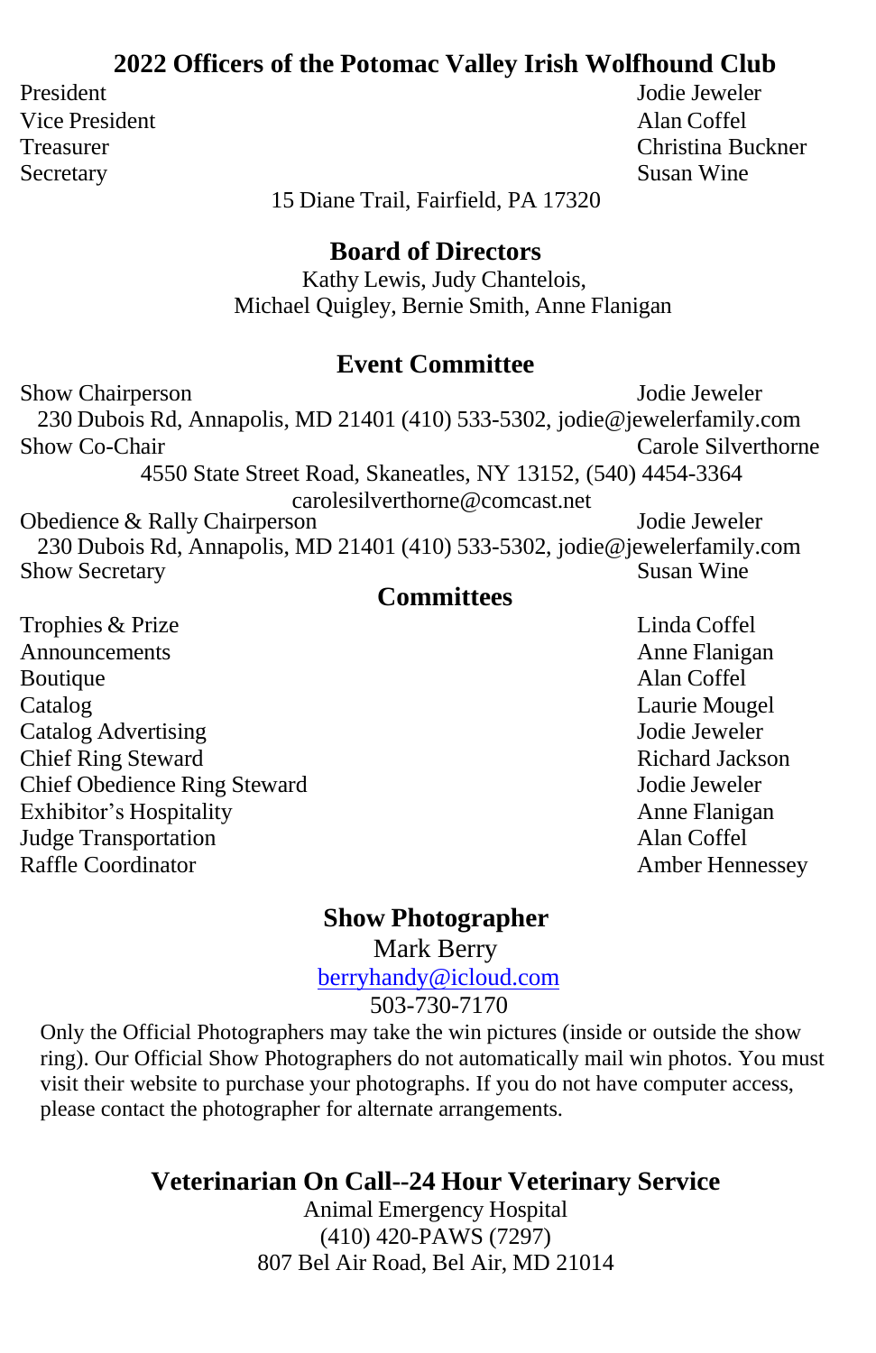## 2022 Officers of the Potomac Valley Irish Wolfhound Club

President — Jodie Jeweler
Vice President — Alan Coffel
Treasurer — Christina Buckner
Secretary — Susan Wine

15 Diane Trail, Fairfield, PA 17320

## Board of Directors

Kathy Lewis, Judy Chantelois,
Michael Quigley, Bernie Smith, Anne Flanigan

## Event Committee

Show Chairperson — Jodie Jeweler
230 Dubois Rd, Annapolis, MD 21401 (410) 533-5302, jodie@jewelerfamily.com

Show Co-Chair — Carole Silverthorne
4550 State Street Road, Skaneatles, NY 13152, (540) 4454-3364
carolesilverthorne@comcast.net

Obedience & Rally Chairperson — Jodie Jeweler
230 Dubois Rd, Annapolis, MD 21401 (410) 533-5302, jodie@jewelerfamily.com

Show Secretary — Susan Wine

## Committees

Trophies & Prize — Linda Coffel
Announcements — Anne Flanigan
Boutique — Alan Coffel
Catalog — Laurie Mougel
Catalog Advertising — Jodie Jeweler
Chief Ring Steward — Richard Jackson
Chief Obedience Ring Steward — Jodie Jeweler
Exhibitor's Hospitality — Anne Flanigan
Judge Transportation — Alan Coffel
Raffle Coordinator — Amber Hennessey

## Show Photographer

Mark Berry
berryhandy@icloud.com
503-730-7170

Only the Official Photographers may take the win pictures (inside or outside the show ring). Our Official Show Photographers do not automatically mail win photos. You must visit their website to purchase your photographs. If you do not have computer access, please contact the photographer for alternate arrangements.

## Veterinarian On Call--24 Hour Veterinary Service

Animal Emergency Hospital
(410) 420-PAWS (7297)
807 Bel Air Road, Bel Air, MD 21014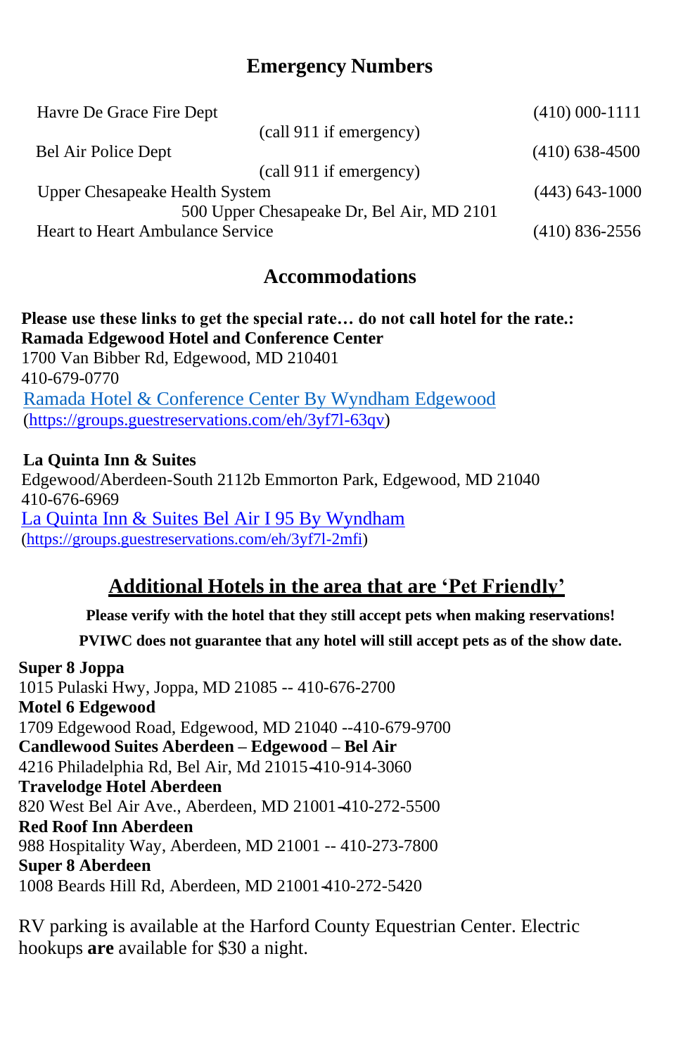## Emergency Numbers

| | |
|---|---|
| Havre De Grace Fire Dept (call 911 if emergency) | (410) 000-1111 |
| Bel Air Police Dept (call 911 if emergency) | (410) 638-4500 |
| Upper Chesapeake Health System 500 Upper Chesapeake Dr, Bel Air, MD 2101 | (443) 643-1000 |
| Heart to Heart Ambulance Service | (410) 836-2556 |

## Accommodations

**Please use these links to get the special rate… do not call hotel for the rate.:**
**Ramada Edgewood Hotel and Conference Center**
1700 Van Bibber Rd, Edgewood, MD 210401
410-679-0770
Ramada Hotel & Conference Center By Wyndham Edgewood
(https://groups.guestreservations.com/eh/3yf7l-63qv)

**La Quinta Inn & Suites**
Edgewood/Aberdeen-South 2112b Emmorton Park, Edgewood, MD 21040
410-676-6969
La Quinta Inn & Suites Bel Air I 95 By Wyndham
(https://groups.guestreservations.com/eh/3yf7l-2mfi)

## Additional Hotels in the area that are 'Pet Friendly'

**Please verify with the hotel that they still accept pets when making reservations!**

**PVIWC does not guarantee that any hotel will still accept pets as of the show date.**

**Super 8 Joppa**
1015 Pulaski Hwy, Joppa, MD 21085 -- 410-676-2700
**Motel 6 Edgewood**
1709 Edgewood Road, Edgewood, MD 21040 --410-679-9700
**Candlewood Suites Aberdeen – Edgewood – Bel Air**
4216 Philadelphia Rd, Bel Air, Md 21015-410-914-3060
**Travelodge Hotel Aberdeen**
820 West Bel Air Ave., Aberdeen, MD 21001-410-272-5500
**Red Roof Inn Aberdeen**
988 Hospitality Way, Aberdeen, MD 21001 -- 410-273-7800
**Super 8 Aberdeen**
1008 Beards Hill Rd, Aberdeen, MD 21001-410-272-5420

RV parking is available at the Harford County Equestrian Center. Electric hookups **are** available for $30 a night.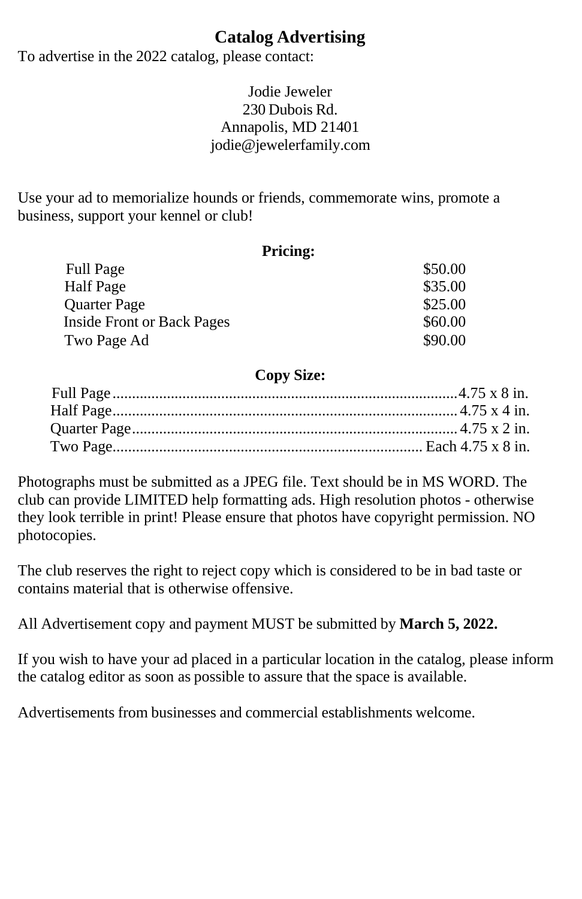# Catalog Advertising

To advertise in the 2022 catalog, please contact:

Jodie Jeweler
230 Dubois Rd.
Annapolis, MD 21401
jodie@jewelerfamily.com

Use your ad to memorialize hounds or friends, commemorate wins, promote a business, support your kennel or club!

**Pricing:**

| | |
|---|---|
| Full Page | $50.00 |
| Half Page | $35.00 |
| Quarter Page | $25.00 |
| Inside Front or Back Pages | $60.00 |
| Two Page Ad | $90.00 |

**Copy Size:**

| | |
|---|---|
| Full Page | 4.75 x 8 in. |
| Half Page | 4.75 x 4 in. |
| Quarter Page | 4.75 x 2 in. |
| Two Page | Each 4.75 x 8 in. |

Photographs must be submitted as a JPEG file. Text should be in MS WORD. The club can provide LIMITED help formatting ads. High resolution photos - otherwise they look terrible in print! Please ensure that photos have copyright permission. NO photocopies.

The club reserves the right to reject copy which is considered to be in bad taste or contains material that is otherwise offensive.

All Advertisement copy and payment MUST be submitted by **March 5, 2022.**

If you wish to have your ad placed in a particular location in the catalog, please inform the catalog editor as soon as possible to assure that the space is available.

Advertisements from businesses and commercial establishments welcome.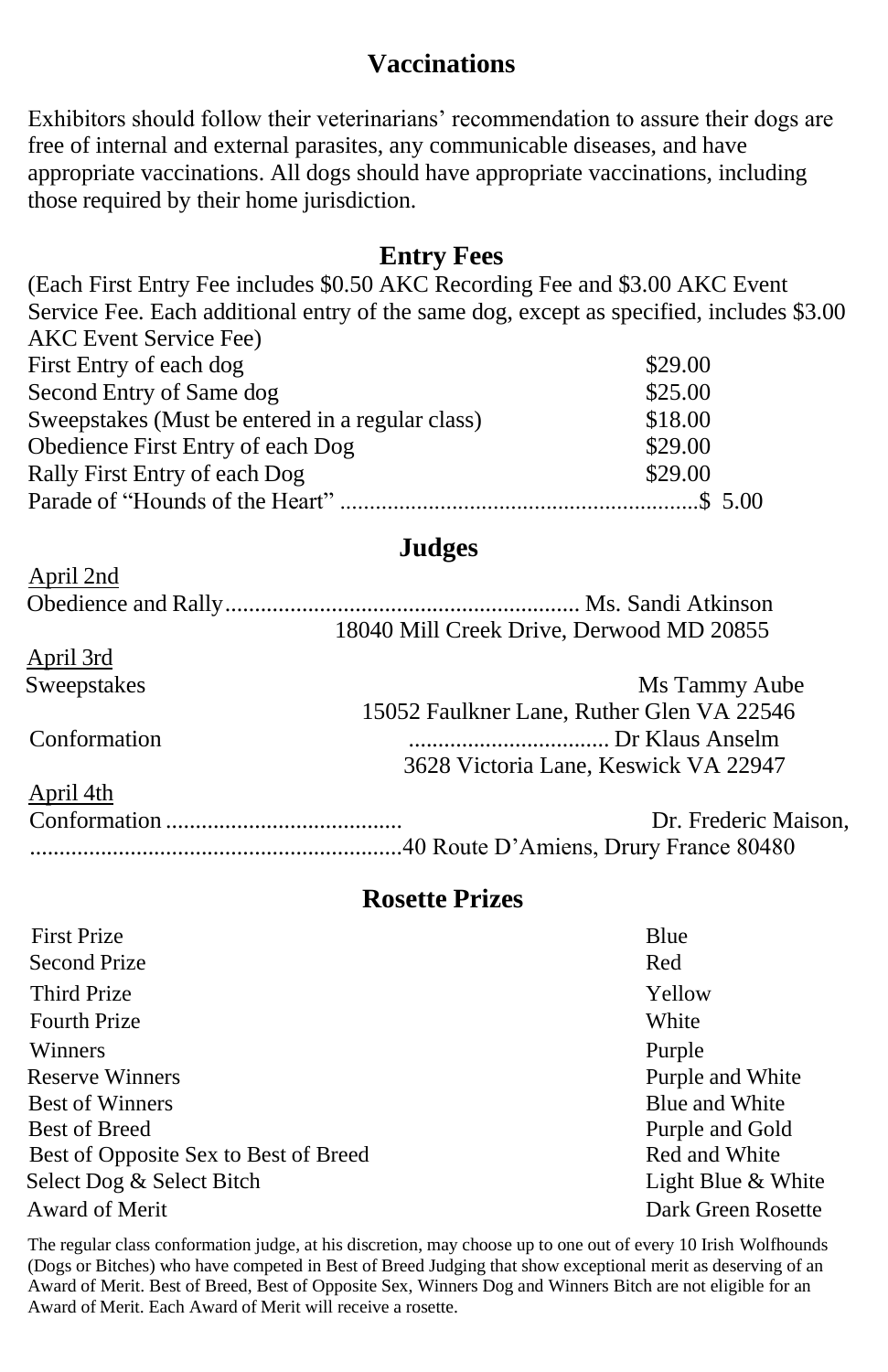## Vaccinations

Exhibitors should follow their veterinarians' recommendation to assure their dogs are free of internal and external parasites, any communicable diseases, and have appropriate vaccinations. All dogs should have appropriate vaccinations, including those required by their home jurisdiction.

## Entry Fees

(Each First Entry Fee includes $0.50 AKC Recording Fee and $3.00 AKC Event Service Fee. Each additional entry of the same dog, except as specified, includes $3.00 AKC Event Service Fee)

| | |
|---|---|
| First Entry of each dog | $29.00 |
| Second Entry of Same dog | $25.00 |
| Sweepstakes (Must be entered in a regular class) | $18.00 |
| Obedience First Entry of each Dog | $29.00 |
| Rally First Entry of each Dog | $29.00 |
| Parade of "Hounds of the Heart" | $ 5.00 |

## Judges

April 2nd

Obedience and Rally............................................................ Ms. Sandi Atkinson
18040 Mill Creek Drive, Derwood MD 20855

April 3rd

Sweepstakes — Ms Tammy Aube
15052 Faulkner Lane, Ruther Glen VA 22546

Conformation .................................. Dr Klaus Anselm
3628 Victoria Lane, Keswick VA 22947

April 4th

Conformation ........................................ Dr. Frederic Maison,
..............................................................40 Route D'Amiens, Drury France 80480

## Rosette Prizes

| | |
|---|---|
| First Prize | Blue |
| Second Prize | Red |
| Third Prize | Yellow |
| Fourth Prize | White |
| Winners | Purple |
| Reserve Winners | Purple and White |
| Best of Winners | Blue and White |
| Best of Breed | Purple and Gold |
| Best of Opposite Sex to Best of Breed | Red and White |
| Select Dog & Select Bitch | Light Blue & White |
| Award of Merit | Dark Green Rosette |

The regular class conformation judge, at his discretion, may choose up to one out of every 10 Irish Wolfhounds (Dogs or Bitches) who have competed in Best of Breed Judging that show exceptional merit as deserving of an Award of Merit. Best of Breed, Best of Opposite Sex, Winners Dog and Winners Bitch are not eligible for an Award of Merit. Each Award of Merit will receive a rosette.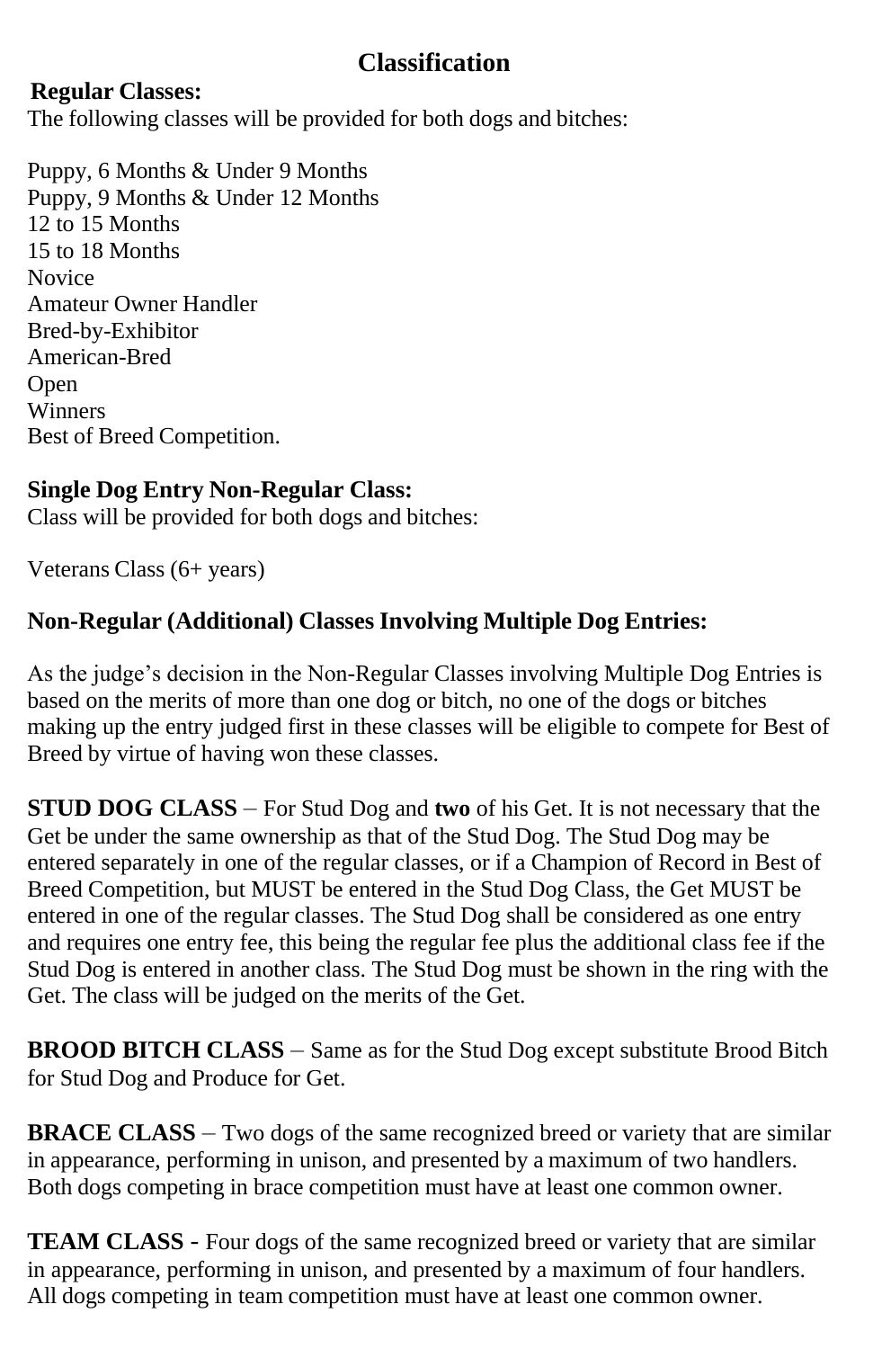## Classification

### Regular Classes:

The following classes will be provided for both dogs and bitches:

Puppy, 6 Months & Under 9 Months
Puppy, 9 Months & Under 12 Months
12 to 15 Months
15 to 18 Months
Novice
Amateur Owner Handler
Bred-by-Exhibitor
American-Bred
Open
Winners
Best of Breed Competition.

### Single Dog Entry Non-Regular Class:

Class will be provided for both dogs and bitches:

Veterans Class (6+ years)

### Non-Regular (Additional) Classes Involving Multiple Dog Entries:

As the judge's decision in the Non-Regular Classes involving Multiple Dog Entries is based on the merits of more than one dog or bitch, no one of the dogs or bitches making up the entry judged first in these classes will be eligible to compete for Best of Breed by virtue of having won these classes.

**STUD DOG CLASS** – For Stud Dog and **two** of his Get. It is not necessary that the Get be under the same ownership as that of the Stud Dog. The Stud Dog may be entered separately in one of the regular classes, or if a Champion of Record in Best of Breed Competition, but MUST be entered in the Stud Dog Class, the Get MUST be entered in one of the regular classes. The Stud Dog shall be considered as one entry and requires one entry fee, this being the regular fee plus the additional class fee if the Stud Dog is entered in another class. The Stud Dog must be shown in the ring with the Get. The class will be judged on the merits of the Get.

**BROOD BITCH CLASS** – Same as for the Stud Dog except substitute Brood Bitch for Stud Dog and Produce for Get.

**BRACE CLASS** – Two dogs of the same recognized breed or variety that are similar in appearance, performing in unison, and presented by a maximum of two handlers. Both dogs competing in brace competition must have at least one common owner.

**TEAM CLASS** - Four dogs of the same recognized breed or variety that are similar in appearance, performing in unison, and presented by a maximum of four handlers. All dogs competing in team competition must have at least one common owner.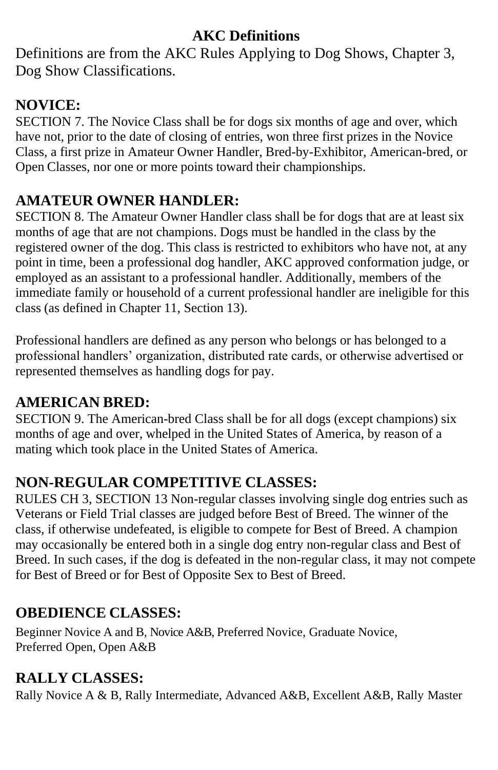# AKC Definitions

Definitions are from the AKC Rules Applying to Dog Shows, Chapter 3, Dog Show Classifications.

## NOVICE:

SECTION 7. The Novice Class shall be for dogs six months of age and over, which have not, prior to the date of closing of entries, won three first prizes in the Novice Class, a first prize in Amateur Owner Handler, Bred-by-Exhibitor, American-bred, or Open Classes, nor one or more points toward their championships.

## AMATEUR OWNER HANDLER:

SECTION 8. The Amateur Owner Handler class shall be for dogs that are at least six months of age that are not champions. Dogs must be handled in the class by the registered owner of the dog. This class is restricted to exhibitors who have not, at any point in time, been a professional dog handler, AKC approved conformation judge, or employed as an assistant to a professional handler. Additionally, members of the immediate family or household of a current professional handler are ineligible for this class (as defined in Chapter 11, Section 13).

Professional handlers are defined as any person who belongs or has belonged to a professional handlers' organization, distributed rate cards, or otherwise advertised or represented themselves as handling dogs for pay.

## AMERICAN BRED:

SECTION 9. The American-bred Class shall be for all dogs (except champions) six months of age and over, whelped in the United States of America, by reason of a mating which took place in the United States of America.

## NON-REGULAR COMPETITIVE CLASSES:

RULES CH 3, SECTION 13 Non-regular classes involving single dog entries such as Veterans or Field Trial classes are judged before Best of Breed. The winner of the class, if otherwise undefeated, is eligible to compete for Best of Breed. A champion may occasionally be entered both in a single dog entry non-regular class and Best of Breed. In such cases, if the dog is defeated in the non-regular class, it may not compete for Best of Breed or for Best of Opposite Sex to Best of Breed.

## OBEDIENCE CLASSES:

Beginner Novice A and B, Novice A&B, Preferred Novice, Graduate Novice, Preferred Open, Open A&B

## RALLY CLASSES:

Rally Novice A & B, Rally Intermediate, Advanced A&B, Excellent A&B, Rally Master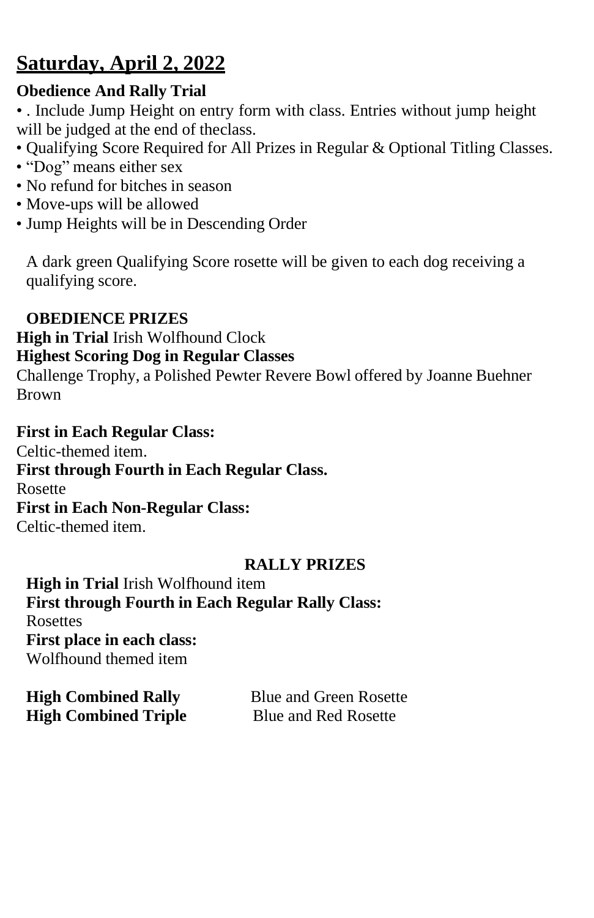## Saturday, April 2, 2022

**Obedience And Rally Trial**

- . Include Jump Height on entry form with class. Entries without jump height will be judged at the end of theclass.
- Qualifying Score Required for All Prizes in Regular & Optional Titling Classes.
- "Dog" means either sex
- No refund for bitches in season
- Move-ups will be allowed
- Jump Heights will be in Descending Order

A dark green Qualifying Score rosette will be given to each dog receiving a qualifying score.

**OBEDIENCE PRIZES**

**High in Trial** Irish Wolfhound Clock

**Highest Scoring Dog in Regular Classes**

Challenge Trophy, a Polished Pewter Revere Bowl offered by Joanne Buehner Brown

**First in Each Regular Class:**

Celtic-themed item.

**First through Fourth in Each Regular Class.**

Rosette

**First in Each Non-Regular Class:**

Celtic-themed item.

**RALLY PRIZES**

**High in Trial** Irish Wolfhound item

**First through Fourth in Each Regular Rally Class:**

Rosettes

**First place in each class:**

Wolfhound themed item

**High Combined Rally** Blue and Green Rosette

**High Combined Triple** Blue and Red Rosette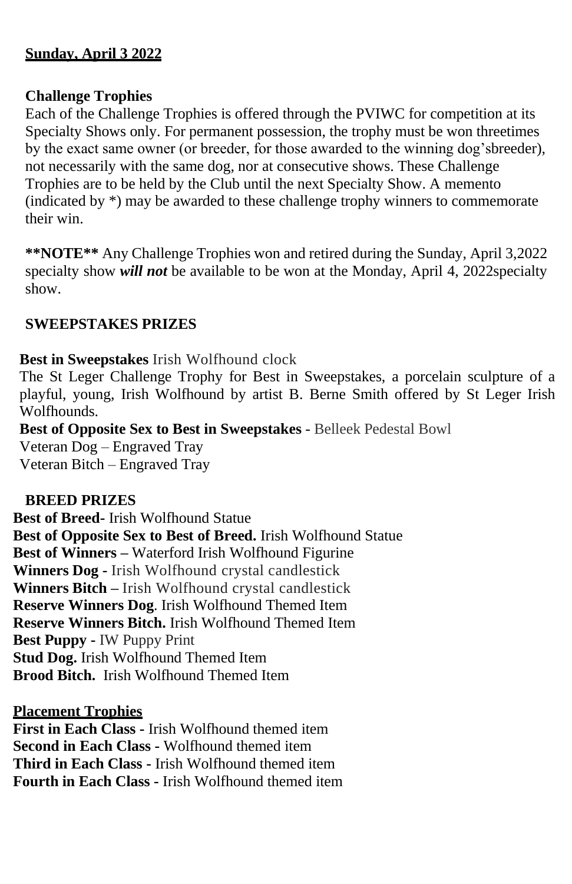**Sunday, April 3 2022**

**Challenge Trophies**

Each of the Challenge Trophies is offered through the PVIWC for competition at its Specialty Shows only. For permanent possession, the trophy must be won threetimes by the exact same owner (or breeder, for those awarded to the winning dog'sbreeder), not necessarily with the same dog, nor at consecutive shows. These Challenge Trophies are to be held by the Club until the next Specialty Show. A memento (indicated by *) may be awarded to these challenge trophy winners to commemorate their win.

**\*\*NOTE\*\*** Any Challenge Trophies won and retired during the Sunday, April 3,2022 specialty show ***will not*** be available to be won at the Monday, April 4, 2022specialty show.

**SWEEPSTAKES PRIZES**

**Best in Sweepstakes** Irish Wolfhound clock

The St Leger Challenge Trophy for Best in Sweepstakes, a porcelain sculpture of a playful, young, Irish Wolfhound by artist B. Berne Smith offered by St Leger Irish Wolfhounds.

**Best of Opposite Sex to Best in Sweepstakes** - Belleek Pedestal Bowl

Veteran Dog – Engraved Tray

Veteran Bitch – Engraved Tray

**BREED PRIZES**

**Best of Breed**- Irish Wolfhound Statue

**Best of Opposite Sex to Best of Breed.** Irish Wolfhound Statue

**Best of Winners –** Waterford Irish Wolfhound Figurine

**Winners Dog -** Irish Wolfhound crystal candlestick

**Winners Bitch –** Irish Wolfhound crystal candlestick

**Reserve Winners Dog**. Irish Wolfhound Themed Item

**Reserve Winners Bitch.** Irish Wolfhound Themed Item

**Best Puppy -** IW Puppy Print

**Stud Dog.** Irish Wolfhound Themed Item

**Brood Bitch.** Irish Wolfhound Themed Item

**Placement Trophies**

**First in Each Class -** Irish Wolfhound themed item

**Second in Each Class -** Wolfhound themed item

**Third in Each Class -** Irish Wolfhound themed item

**Fourth in Each Class -** Irish Wolfhound themed item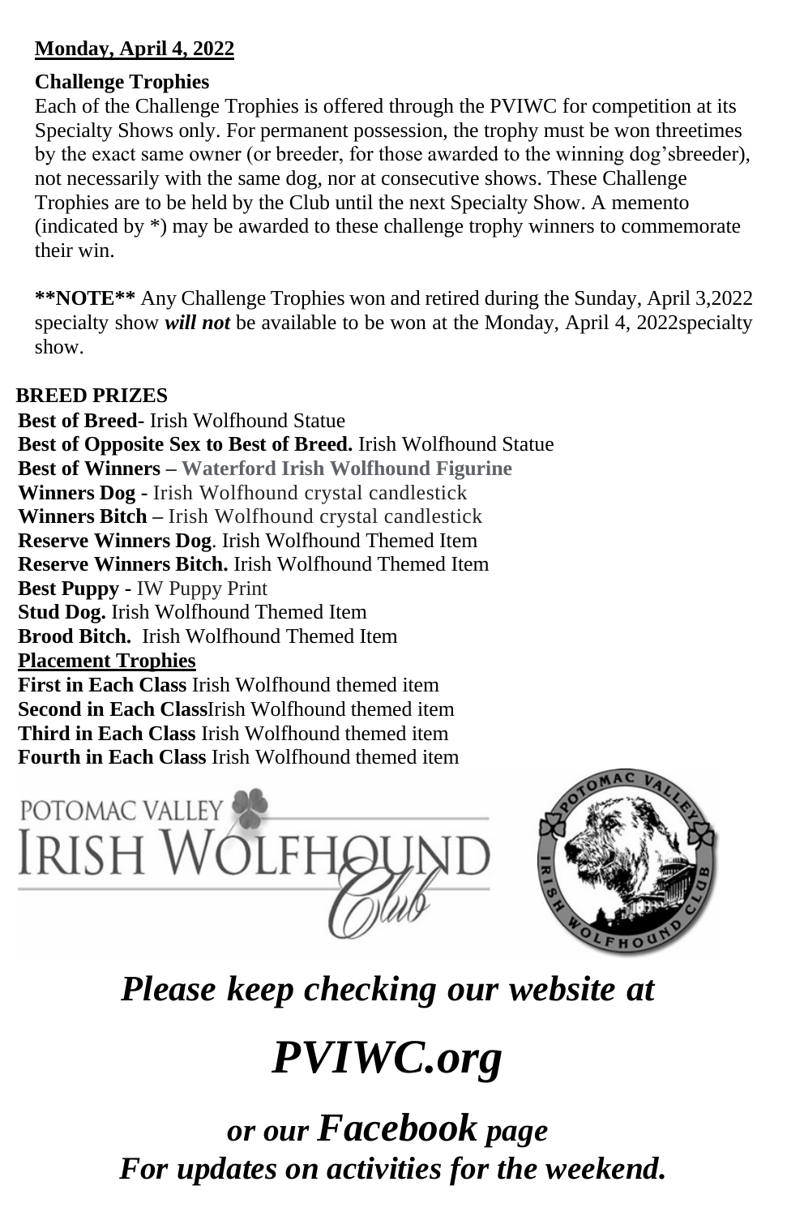**Monday, April 4, 2022**

**Challenge Trophies**

Each of the Challenge Trophies is offered through the PVIWC for competition at its Specialty Shows only. For permanent possession, the trophy must be won threetimes by the exact same owner (or breeder, for those awarded to the winning dog'sbreeder), not necessarily with the same dog, nor at consecutive shows. These Challenge Trophies are to be held by the Club until the next Specialty Show. A memento (indicated by *) may be awarded to these challenge trophy winners to commemorate their win.

**\*\*NOTE\*\*** Any Challenge Trophies won and retired during the Sunday, April 3,2022 specialty show ***will not*** be available to be won at the Monday, April 4, 2022specialty show.

**BREED PRIZES**

**Best of Breed-** Irish Wolfhound Statue
**Best of Opposite Sex to Best of Breed.** Irish Wolfhound Statue
**Best of Winners – Waterford Irish Wolfhound Figurine**
**Winners Dog -** Irish Wolfhound crystal candlestick
**Winners Bitch –** Irish Wolfhound crystal candlestick
**Reserve Winners Dog**. Irish Wolfhound Themed Item
**Reserve Winners Bitch.** Irish Wolfhound Themed Item
**Best Puppy -** IW Puppy Print
**Stud Dog.** Irish Wolfhound Themed Item
**Brood Bitch.** Irish Wolfhound Themed Item

**Placement Trophies**

**First in Each Class** Irish Wolfhound themed item
**Second in Each Class**Irish Wolfhound themed item
**Third in Each Class** Irish Wolfhound themed item
**Fourth in Each Class** Irish Wolfhound themed item

POTOMAC VALLEY IRISH WOLFHOUND Club

POTOMAC VALLEY IRISH WOLFHOUND CLUB

***Please keep checking our website at***

***PVIWC.org***

***or our Facebook page***
***For updates on activities for the weekend.***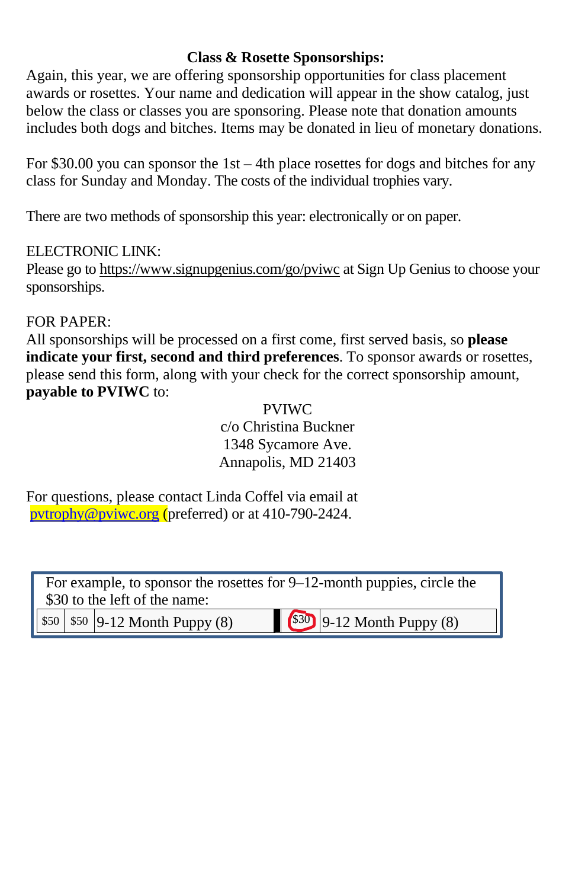## Class & Rosette Sponsorships:

Again, this year, we are offering sponsorship opportunities for class placement awards or rosettes. Your name and dedication will appear in the show catalog, just below the class or classes you are sponsoring. Please note that donation amounts includes both dogs and bitches. Items may be donated in lieu of monetary donations.

For $30.00 you can sponsor the 1st – 4th place rosettes for dogs and bitches for any class for Sunday and Monday. The costs of the individual trophies vary.

There are two methods of sponsorship this year: electronically or on paper.

ELECTRONIC LINK:
Please go to https://www.signupgenius.com/go/pviwc at Sign Up Genius to choose your sponsorships.

FOR PAPER:
All sponsorships will be processed on a first come, first served basis, so **please indicate your first, second and third preferences**. To sponsor awards or rosettes, please send this form, along with your check for the correct sponsorship amount, **payable to PVIWC** to:

PVIWC
c/o Christina Buckner
1348 Sycamore Ave.
Annapolis, MD 21403

For questions, please contact Linda Coffel via email at pvtrophy@pviwc.org (preferred) or at 410-790-2424.

For example, to sponsor the rosettes for 9–12-month puppies, circle the $30 to the left of the name:

| $50 | $50 | 9-12 Month Puppy (8) | | $30 | 9-12 Month Puppy (8) |
|---|---|---|---|---|---|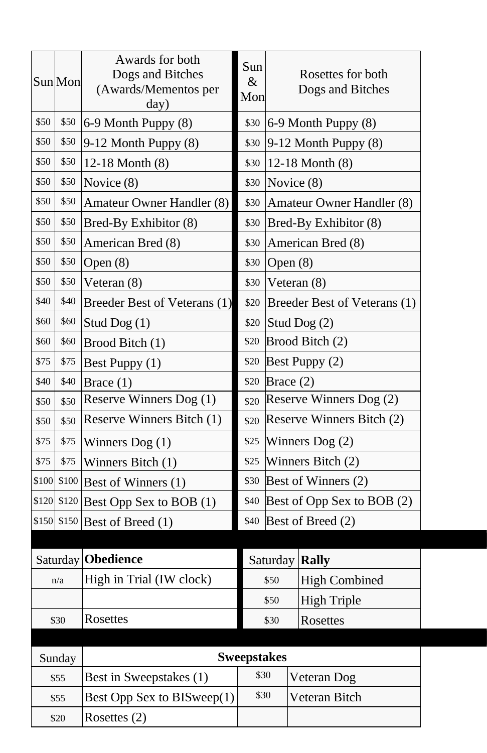| Sun | Mon | Awards for both Dogs and Bitches (Awards/Mementos per day) | Sun & Mon | Rosettes for both Dogs and Bitches |
|---|---|---|---|---|
| $50 | $50 | 6-9 Month Puppy (8) | $30 | 6-9 Month Puppy (8) |
| $50 | $50 | 9-12 Month Puppy (8) | $30 | 9-12 Month Puppy (8) |
| $50 | $50 | 12-18 Month (8) | $30 | 12-18 Month (8) |
| $50 | $50 | Novice (8) | $30 | Novice (8) |
| $50 | $50 | Amateur Owner Handler (8) | $30 | Amateur Owner Handler (8) |
| $50 | $50 | Bred-By Exhibitor (8) | $30 | Bred-By Exhibitor (8) |
| $50 | $50 | American Bred (8) | $30 | American Bred (8) |
| $50 | $50 | Open (8) | $30 | Open (8) |
| $50 | $50 | Veteran (8) | $30 | Veteran (8) |
| $40 | $40 | Breeder Best of Veterans (1) | $20 | Breeder Best of Veterans (1) |
| $60 | $60 | Stud Dog (1) | $20 | Stud Dog (2) |
| $60 | $60 | Brood Bitch (1) | $20 | Brood Bitch (2) |
| $75 | $75 | Best Puppy (1) | $20 | Best Puppy (2) |
| $40 | $40 | Brace (1) | $20 | Brace (2) |
| $50 | $50 | Reserve Winners Dog (1) | $20 | Reserve Winners Dog (2) |
| $50 | $50 | Reserve Winners Bitch (1) | $20 | Reserve Winners Bitch (2) |
| $75 | $75 | Winners Dog (1) | $25 | Winners Dog (2) |
| $75 | $75 | Winners Bitch (1) | $25 | Winners Bitch (2) |
| $100 | $100 | Best of Winners (1) | $30 | Best of Winners (2) |
| $120 | $120 | Best Opp Sex to BOB (1) | $40 | Best of Opp Sex to BOB (2) |
| $150 | $150 | Best of Breed (1) | $40 | Best of Breed (2) |

| Saturday | **Obedience** | Saturday | **Rally** |
|---|---|---|---|
| n/a | High in Trial (IW clock) | $50 | High Combined |
| | | $50 | High Triple |
| $30 | Rosettes | $30 | Rosettes |

| Sunday | **Sweepstakes** | | |
|---|---|---|---|
| $55 | Best in Sweepstakes (1) | $30 | Veteran Dog |
| $55 | Best Opp Sex to BISweep(1) | $30 | Veteran Bitch |
| $20 | Rosettes (2) | | |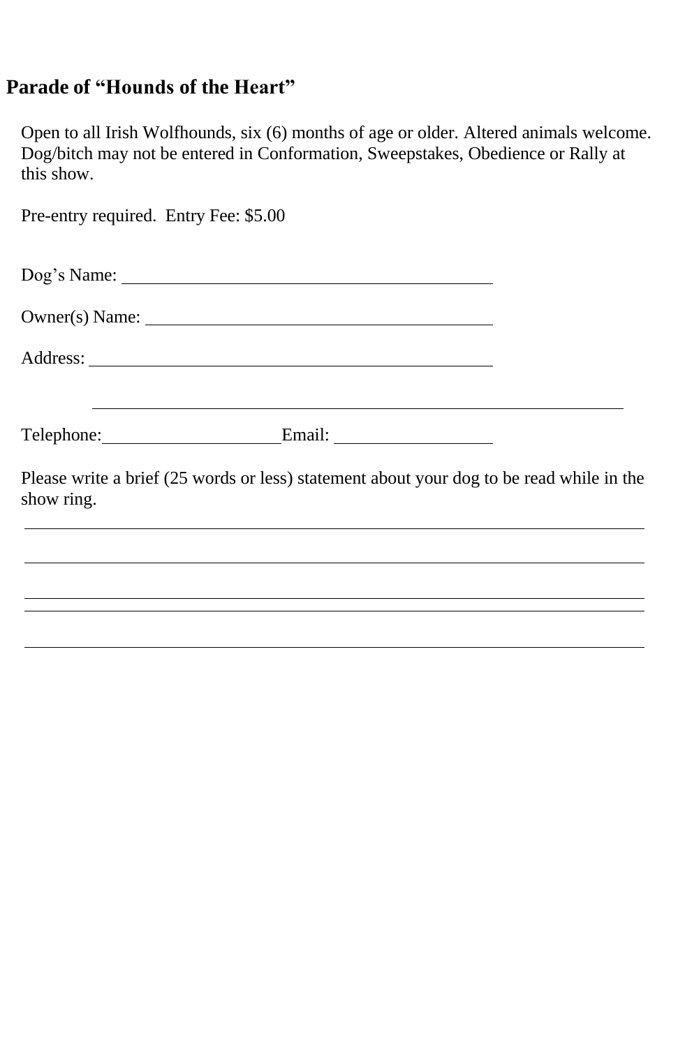## Parade of "Hounds of the Heart"

Open to all Irish Wolfhounds, six (6) months of age or older. Altered animals welcome. Dog/bitch may not be entered in Conformation, Sweepstakes, Obedience or Rally at this show.

Pre-entry required. Entry Fee: $5.00

Dog's Name: ________________________________________

Owner(s) Name: ________________________________________

Address: ________________________________________

________________________________________

Telephone: ____________________ Email: ____________________

Please write a brief (25 words or less) statement about your dog to be read while in the show ring.

________________________________________

________________________________________

________________________________________

________________________________________

________________________________________